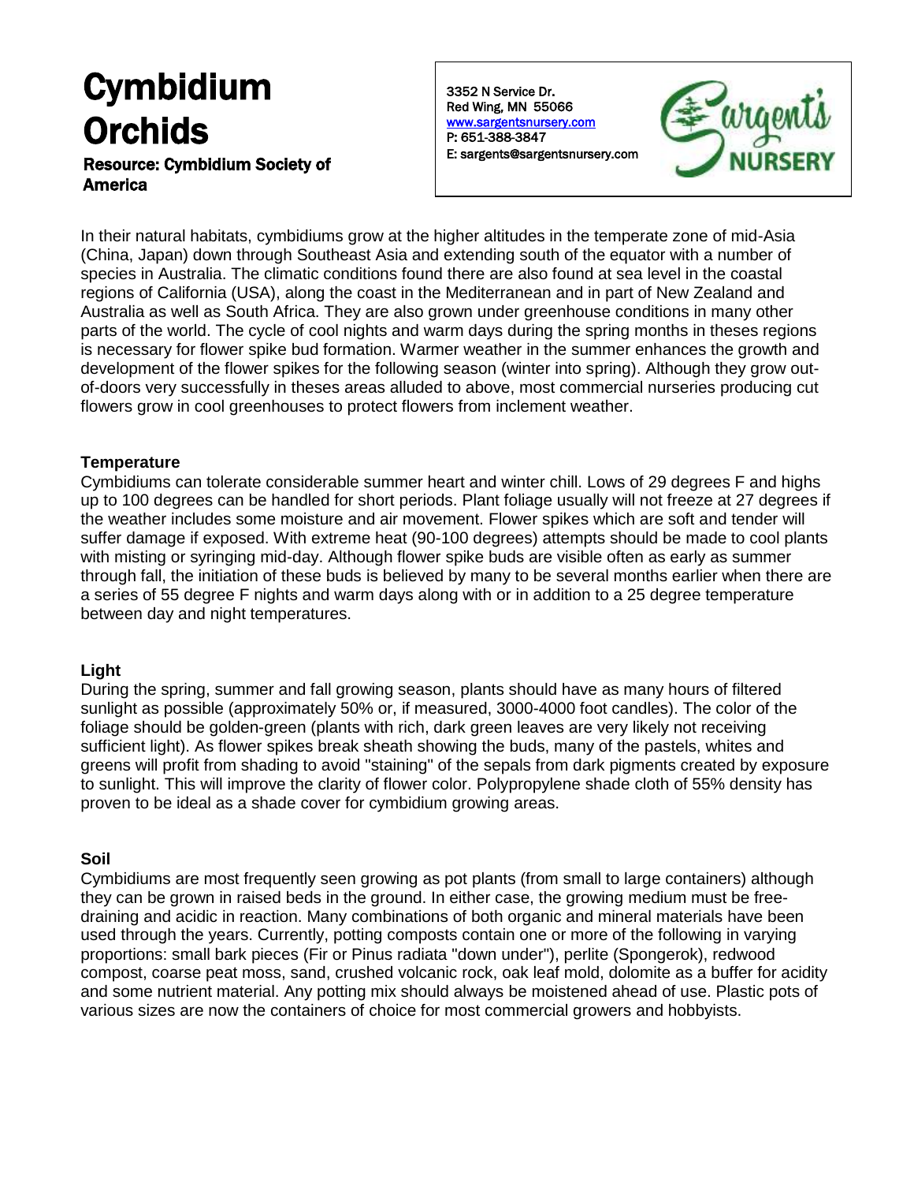# Cymbidium Orchids

**Resource: Cymbidium Society of America**

3352 N Service Dr.
Red Wing, MN 55066
www.sargentsnursery.com
P: 651-388-3847
E: sargents@sargentsnursery.com

Sargent's NURSERY

In their natural habitats, cymbidiums grow at the higher altitudes in the temperate zone of mid-Asia (China, Japan) down through Southeast Asia and extending south of the equator with a number of species in Australia. The climatic conditions found there are also found at sea level in the coastal regions of California (USA), along the coast in the Mediterranean and in part of New Zealand and Australia as well as South Africa. They are also grown under greenhouse conditions in many other parts of the world. The cycle of cool nights and warm days during the spring months in theses regions is necessary for flower spike bud formation. Warmer weather in the summer enhances the growth and development of the flower spikes for the following season (winter into spring). Although they grow out-of-doors very successfully in theses areas alluded to above, most commercial nurseries producing cut flowers grow in cool greenhouses to protect flowers from inclement weather.

## Temperature

Cymbidiums can tolerate considerable summer heart and winter chill. Lows of 29 degrees F and highs up to 100 degrees can be handled for short periods. Plant foliage usually will not freeze at 27 degrees if the weather includes some moisture and air movement. Flower spikes which are soft and tender will suffer damage if exposed. With extreme heat (90-100 degrees) attempts should be made to cool plants with misting or syringing mid-day. Although flower spike buds are visible often as early as summer through fall, the initiation of these buds is believed by many to be several months earlier when there are a series of 55 degree F nights and warm days along with or in addition to a 25 degree temperature between day and night temperatures.

## Light

During the spring, summer and fall growing season, plants should have as many hours of filtered sunlight as possible (approximately 50% or, if measured, 3000-4000 foot candles). The color of the foliage should be golden-green (plants with rich, dark green leaves are very likely not receiving sufficient light). As flower spikes break sheath showing the buds, many of the pastels, whites and greens will profit from shading to avoid "staining" of the sepals from dark pigments created by exposure to sunlight. This will improve the clarity of flower color. Polypropylene shade cloth of 55% density has proven to be ideal as a shade cover for cymbidium growing areas.

## Soil

Cymbidiums are most frequently seen growing as pot plants (from small to large containers) although they can be grown in raised beds in the ground. In either case, the growing medium must be free-draining and acidic in reaction. Many combinations of both organic and mineral materials have been used through the years. Currently, potting composts contain one or more of the following in varying proportions: small bark pieces (Fir or Pinus radiata "down under"), perlite (Spongerok), redwood compost, coarse peat moss, sand, crushed volcanic rock, oak leaf mold, dolomite as a buffer for acidity and some nutrient material. Any potting mix should always be moistened ahead of use. Plastic pots of various sizes are now the containers of choice for most commercial growers and hobbyists.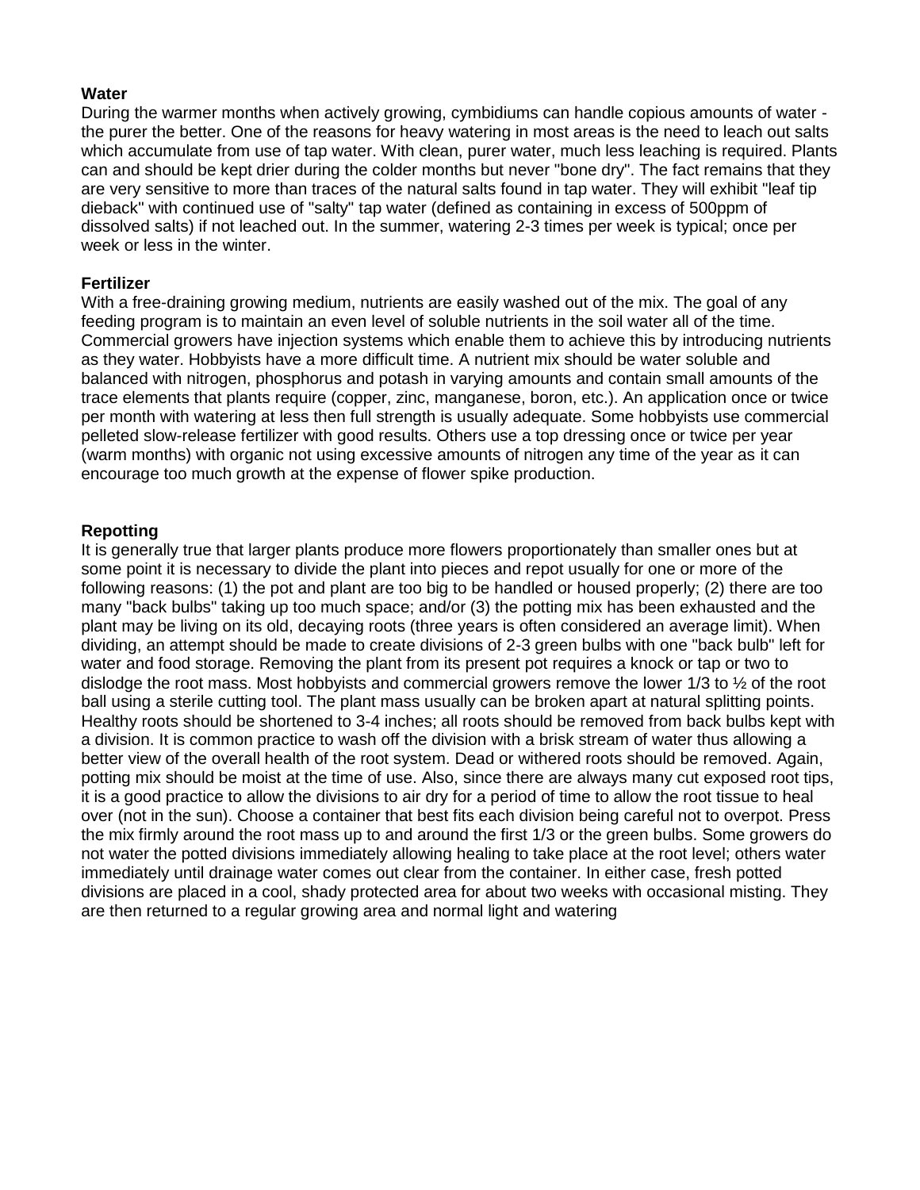**Water**

During the warmer months when actively growing, cymbidiums can handle copious amounts of water - the purer the better. One of the reasons for heavy watering in most areas is the need to leach out salts which accumulate from use of tap water. With clean, purer water, much less leaching is required. Plants can and should be kept drier during the colder months but never "bone dry". The fact remains that they are very sensitive to more than traces of the natural salts found in tap water. They will exhibit "leaf tip dieback" with continued use of "salty" tap water (defined as containing in excess of 500ppm of dissolved salts) if not leached out. In the summer, watering 2-3 times per week is typical; once per week or less in the winter.

**Fertilizer**

With a free-draining growing medium, nutrients are easily washed out of the mix. The goal of any feeding program is to maintain an even level of soluble nutrients in the soil water all of the time. Commercial growers have injection systems which enable them to achieve this by introducing nutrients as they water. Hobbyists have a more difficult time. A nutrient mix should be water soluble and balanced with nitrogen, phosphorus and potash in varying amounts and contain small amounts of the trace elements that plants require (copper, zinc, manganese, boron, etc.). An application once or twice per month with watering at less then full strength is usually adequate. Some hobbyists use commercial pelleted slow-release fertilizer with good results. Others use a top dressing once or twice per year (warm months) with organic not using excessive amounts of nitrogen any time of the year as it can encourage too much growth at the expense of flower spike production.

**Repotting**

It is generally true that larger plants produce more flowers proportionately than smaller ones but at some point it is necessary to divide the plant into pieces and repot usually for one or more of the following reasons: (1) the pot and plant are too big to be handled or housed properly; (2) there are too many "back bulbs" taking up too much space; and/or (3) the potting mix has been exhausted and the plant may be living on its old, decaying roots (three years is often considered an average limit). When dividing, an attempt should be made to create divisions of 2-3 green bulbs with one "back bulb" left for water and food storage. Removing the plant from its present pot requires a knock or tap or two to dislodge the root mass. Most hobbyists and commercial growers remove the lower 1/3 to ½ of the root ball using a sterile cutting tool. The plant mass usually can be broken apart at natural splitting points. Healthy roots should be shortened to 3-4 inches; all roots should be removed from back bulbs kept with a division. It is common practice to wash off the division with a brisk stream of water thus allowing a better view of the overall health of the root system. Dead or withered roots should be removed. Again, potting mix should be moist at the time of use. Also, since there are always many cut exposed root tips, it is a good practice to allow the divisions to air dry for a period of time to allow the root tissue to heal over (not in the sun). Choose a container that best fits each division being careful not to overpot. Press the mix firmly around the root mass up to and around the first 1/3 or the green bulbs. Some growers do not water the potted divisions immediately allowing healing to take place at the root level; others water immediately until drainage water comes out clear from the container. In either case, fresh potted divisions are placed in a cool, shady protected area for about two weeks with occasional misting. They are then returned to a regular growing area and normal light and watering